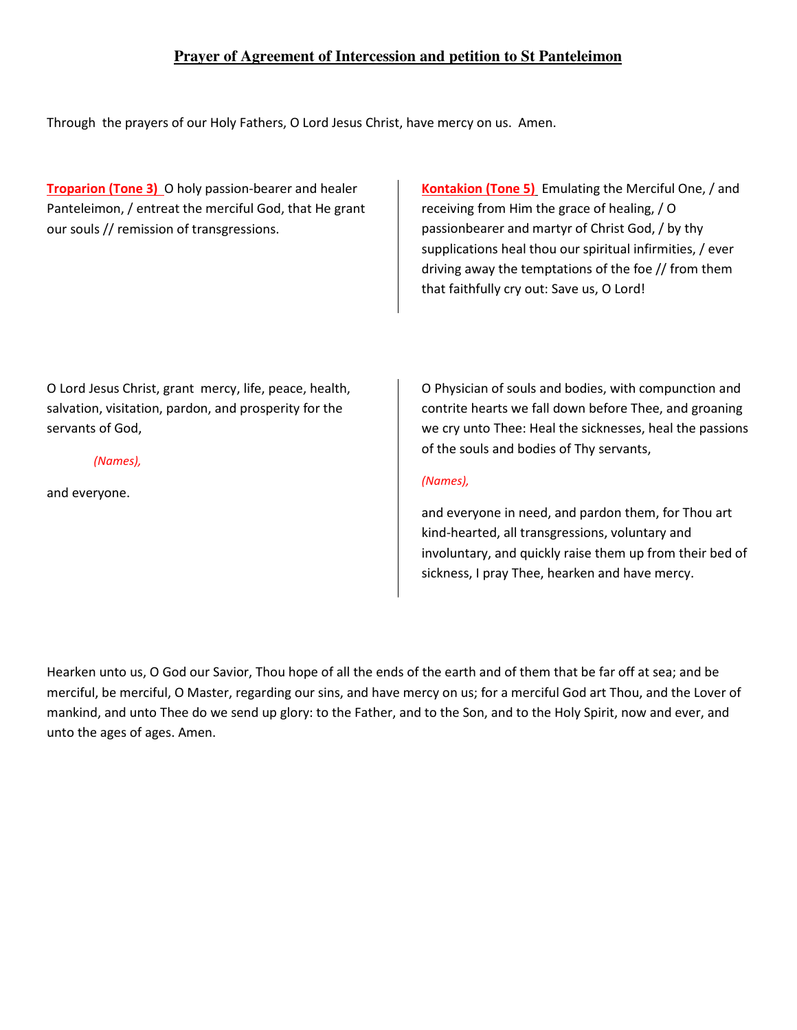**Prayer of Agreement of Intercession and petition to St Panteleimon**

Through the prayers of our Holy Fathers, O Lord Jesus Christ, have mercy on us. Amen.

**Troparion (Tone 3)** O holy passion-bearer and healer Panteleimon, / entreat the merciful God, that He grant our souls // remission of transgressions.

**Kontakion (Tone 5)** Emulating the Merciful One, / and receiving from Him the grace of healing, / O passionbearer and martyr of Christ God, / by thy supplications heal thou our spiritual infirmities, / ever driving away the temptations of the foe // from them that faithfully cry out: Save us, O Lord!

O Lord Jesus Christ, grant mercy, life, peace, health, salvation, visitation, pardon, and prosperity for the servants of God,

*(Names),*

and everyone.

O Physician of souls and bodies, with compunction and contrite hearts we fall down before Thee, and groaning we cry unto Thee: Heal the sicknesses, heal the passions of the souls and bodies of Thy servants,

*(Names),*

and everyone in need, and pardon them, for Thou art kind-hearted, all transgressions, voluntary and involuntary, and quickly raise them up from their bed of sickness, I pray Thee, hearken and have mercy.

Hearken unto us, O God our Savior, Thou hope of all the ends of the earth and of them that be far off at sea; and be merciful, be merciful, O Master, regarding our sins, and have mercy on us; for a merciful God art Thou, and the Lover of mankind, and unto Thee do we send up glory: to the Father, and to the Son, and to the Holy Spirit, now and ever, and unto the ages of ages. Amen.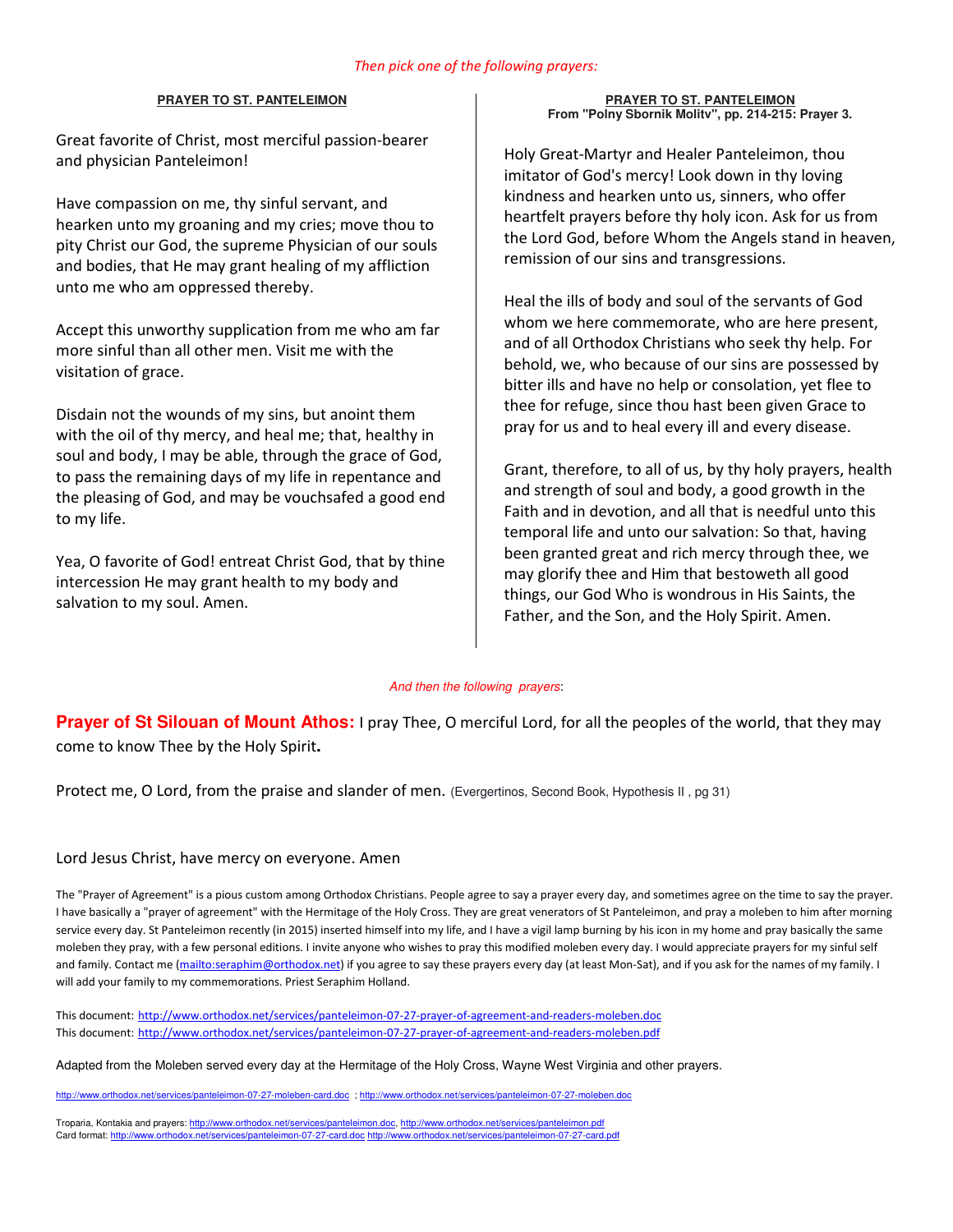*Then pick one of the following prayers:*

**PRAYER TO ST. PANTELEIMON**

Great favorite of Christ, most merciful passion-bearer and physician Panteleimon!

Have compassion on me, thy sinful servant, and hearken unto my groaning and my cries; move thou to pity Christ our God, the supreme Physician of our souls and bodies, that He may grant healing of my affliction unto me who am oppressed thereby.

Accept this unworthy supplication from me who am far more sinful than all other men. Visit me with the visitation of grace.

Disdain not the wounds of my sins, but anoint them with the oil of thy mercy, and heal me; that, healthy in soul and body, I may be able, through the grace of God, to pass the remaining days of my life in repentance and the pleasing of God, and may be vouchsafed a good end to my life.

Yea, O favorite of God! entreat Christ God, that by thine intercession He may grant health to my body and salvation to my soul. Amen.

**PRAYER TO ST. PANTELEIMON**
**From "Polny Sbornik Molitv", pp. 214-215: Prayer 3.**

Holy Great-Martyr and Healer Panteleimon, thou imitator of God's mercy! Look down in thy loving kindness and hearken unto us, sinners, who offer heartfelt prayers before thy holy icon. Ask for us from the Lord God, before Whom the Angels stand in heaven, remission of our sins and transgressions.

Heal the ills of body and soul of the servants of God whom we here commemorate, who are here present, and of all Orthodox Christians who seek thy help. For behold, we, who because of our sins are possessed by bitter ills and have no help or consolation, yet flee to thee for refuge, since thou hast been given Grace to pray for us and to heal every ill and every disease.

Grant, therefore, to all of us, by thy holy prayers, health and strength of soul and body, a good growth in the Faith and in devotion, and all that is needful unto this temporal life and unto our salvation: So that, having been granted great and rich mercy through thee, we may glorify thee and Him that bestoweth all good things, our God Who is wondrous in His Saints, the Father, and the Son, and the Holy Spirit. Amen.

*And then the following prayers*:

**Prayer of St Silouan of Mount Athos:** I pray Thee, O merciful Lord, for all the peoples of the world, that they may come to know Thee by the Holy Spirit**.**

Protect me, O Lord, from the praise and slander of men. (Evergertinos, Second Book, Hypothesis II , pg 31)

Lord Jesus Christ, have mercy on everyone. Amen

The "Prayer of Agreement" is a pious custom among Orthodox Christians. People agree to say a prayer every day, and sometimes agree on the time to say the prayer. I have basically a "prayer of agreement" with the Hermitage of the Holy Cross. They are great venerators of St Panteleimon, and pray a moleben to him after morning service every day. St Panteleimon recently (in 2015) inserted himself into my life, and I have a vigil lamp burning by his icon in my home and pray basically the same moleben they pray, with a few personal editions. I invite anyone who wishes to pray this modified moleben every day. I would appreciate prayers for my sinful self and family. Contact me (mailto:seraphim@orthodox.net) if you agree to say these prayers every day (at least Mon-Sat), and if you ask for the names of my family. I will add your family to my commemorations. Priest Seraphim Holland.

This document: http://www.orthodox.net/services/panteleimon-07-27-prayer-of-agreement-and-readers-moleben.doc
This document: http://www.orthodox.net/services/panteleimon-07-27-prayer-of-agreement-and-readers-moleben.pdf

Adapted from the Moleben served every day at the Hermitage of the Holy Cross, Wayne West Virginia and other prayers.

http://www.orthodox.net/services/panteleimon-07-27-moleben-card.doc ; http://www.orthodox.net/services/panteleimon-07-27-moleben.doc

Troparia, Kontakia and prayers: http://www.orthodox.net/services/panteleimon.doc, http://www.orthodox.net/services/panteleimon.pdf
Card format: http://www.orthodox.net/services/panteleimon-07-27-card.doc http://www.orthodox.net/services/panteleimon-07-27-card.pdf